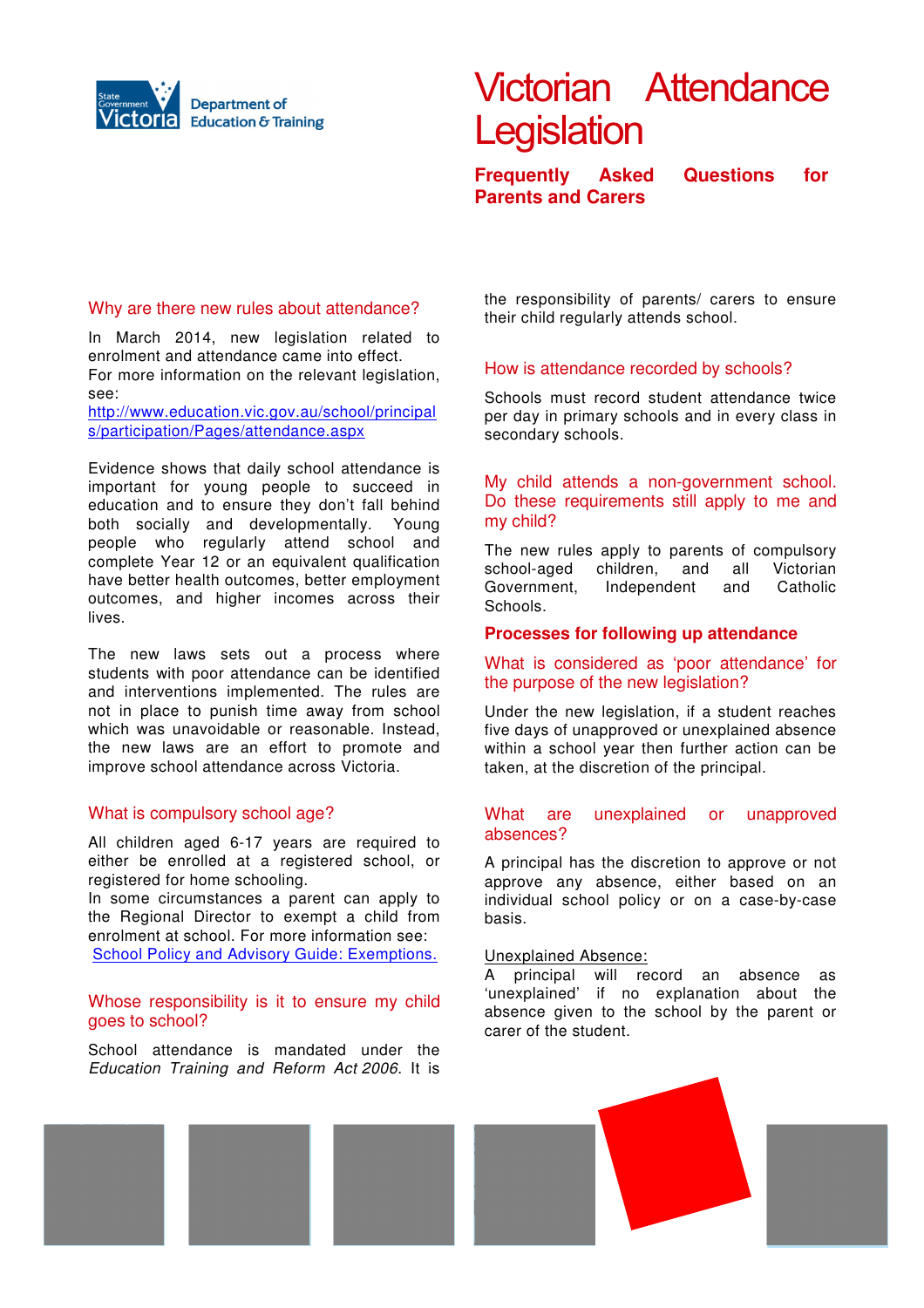Department of Education & Training

# Victorian Attendance Legislation

## Frequently Asked Questions for Parents and Carers

### Why are there new rules about attendance?

In March 2014, new legislation related to enrolment and attendance came into effect.
For more information on the relevant legislation, see:
[http://www.education.vic.gov.au/school/principals/participation/Pages/attendance.aspx](http://www.education.vic.gov.au/school/principals/participation/Pages/attendance.aspx)

Evidence shows that daily school attendance is important for young people to succeed in education and to ensure they don't fall behind both socially and developmentally. Young people who regularly attend school and complete Year 12 or an equivalent qualification have better health outcomes, better employment outcomes, and higher incomes across their lives.

The new laws sets out a process where students with poor attendance can be identified and interventions implemented. The rules are not in place to punish time away from school which was unavoidable or reasonable. Instead, the new laws are an effort to promote and improve school attendance across Victoria.

### What is compulsory school age?

All children aged 6-17 years are required to either be enrolled at a registered school, or registered for home schooling.
In some circumstances a parent can apply to the Regional Director to exempt a child from enrolment at school. For more information see: School Policy and Advisory Guide: Exemptions.

### Whose responsibility is it to ensure my child goes to school?

School attendance is mandated under the *Education Training and Reform Act 2006*. It is the responsibility of parents/ carers to ensure their child regularly attends school.

### How is attendance recorded by schools?

Schools must record student attendance twice per day in primary schools and in every class in secondary schools.

### My child attends a non-government school. Do these requirements still apply to me and my child?

The new rules apply to parents of compulsory school-aged children, and all Victorian Government, Independent and Catholic Schools.

## Processes for following up attendance

### What is considered as 'poor attendance' for the purpose of the new legislation?

Under the new legislation, if a student reaches five days of unapproved or unexplained absence within a school year then further action can be taken, at the discretion of the principal.

### What are unexplained or unapproved absences?

A principal has the discretion to approve or not approve any absence, either based on an individual school policy or on a case-by-case basis.

Unexplained Absence:
A principal will record an absence as 'unexplained' if no explanation about the absence given to the school by the parent or carer of the student.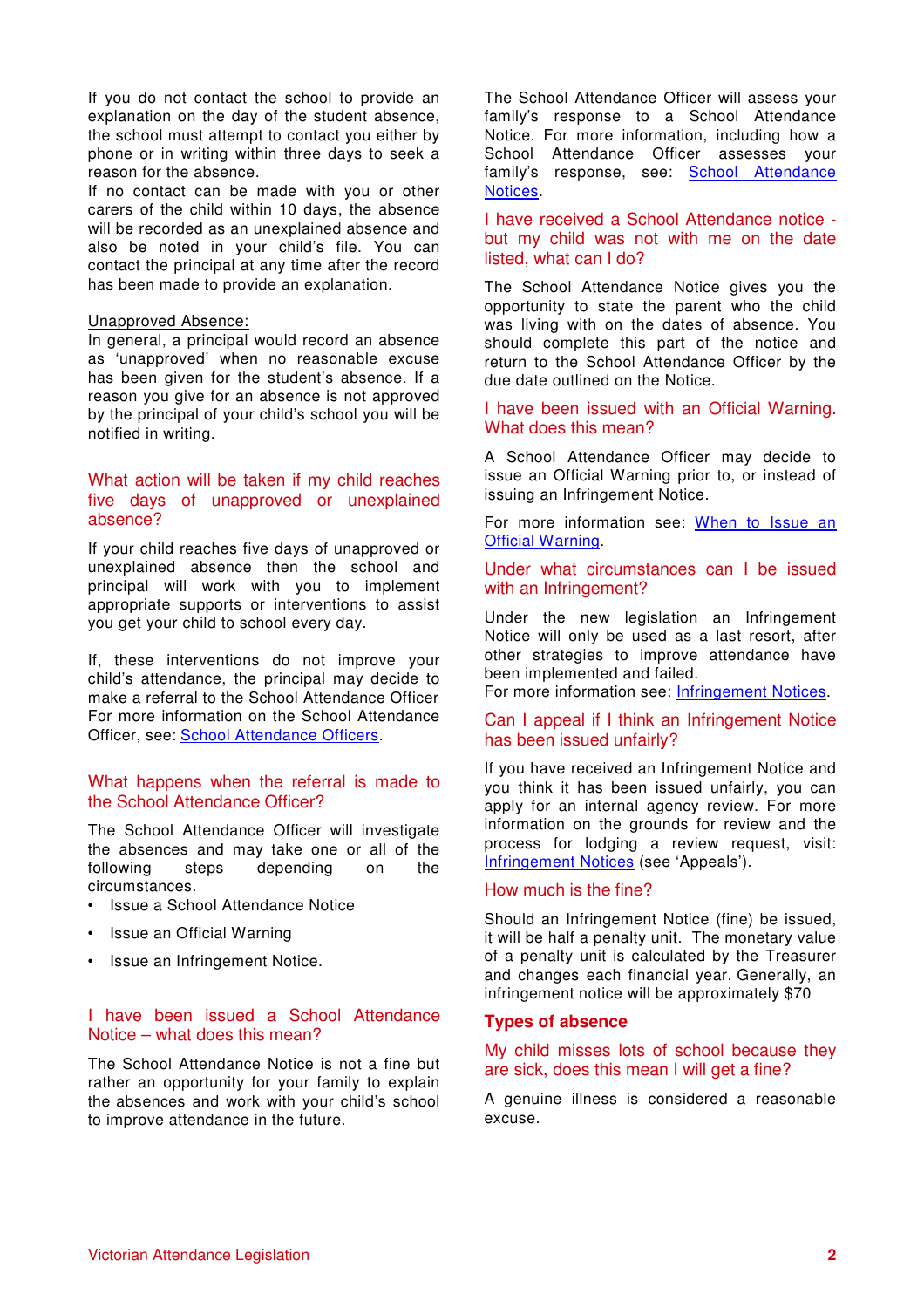If you do not contact the school to provide an explanation on the day of the student absence, the school must attempt to contact you either by phone or in writing within three days to seek a reason for the absence.
If no contact can be made with you or other carers of the child within 10 days, the absence will be recorded as an unexplained absence and also be noted in your child's file. You can contact the principal at any time after the record has been made to provide an explanation.

Unapproved Absence:
In general, a principal would record an absence as 'unapproved' when no reasonable excuse has been given for the student's absence. If a reason you give for an absence is not approved by the principal of your child's school you will be notified in writing.

## What action will be taken if my child reaches five days of unapproved or unexplained absence?

If your child reaches five days of unapproved or unexplained absence then the school and principal will work with you to implement appropriate supports or interventions to assist you get your child to school every day.

If, these interventions do not improve your child's attendance, the principal may decide to make a referral to the School Attendance Officer For more information on the School Attendance Officer, see: [School Attendance Officers](#).

## What happens when the referral is made to the School Attendance Officer?

The School Attendance Officer will investigate the absences and may take one or all of the following steps depending on the circumstances.

- Issue a School Attendance Notice
- Issue an Official Warning
- Issue an Infringement Notice.

## I have been issued a School Attendance Notice – what does this mean?

The School Attendance Notice is not a fine but rather an opportunity for your family to explain the absences and work with your child's school to improve attendance in the future.

The School Attendance Officer will assess your family's response to a School Attendance Notice. For more information, including how a School Attendance Officer assesses your family's response, see: [School Attendance Notices](#).

## I have received a School Attendance notice - but my child was not with me on the date listed, what can I do?

The School Attendance Notice gives you the opportunity to state the parent who the child was living with on the dates of absence. You should complete this part of the notice and return to the School Attendance Officer by the due date outlined on the Notice.

## I have been issued with an Official Warning. What does this mean?

A School Attendance Officer may decide to issue an Official Warning prior to, or instead of issuing an Infringement Notice.

For more information see: [When to Issue an Official Warning](#).

## Under what circumstances can I be issued with an Infringement?

Under the new legislation an Infringement Notice will only be used as a last resort, after other strategies to improve attendance have been implemented and failed.
For more information see: [Infringement Notices](#).

## Can I appeal if I think an Infringement Notice has been issued unfairly?

If you have received an Infringement Notice and you think it has been issued unfairly, you can apply for an internal agency review. For more information on the grounds for review and the process for lodging a review request, visit: [Infringement Notices](#) (see 'Appeals').

## How much is the fine?

Should an Infringement Notice (fine) be issued, it will be half a penalty unit. The monetary value of a penalty unit is calculated by the Treasurer and changes each financial year. Generally, an infringement notice will be approximately $70

# Types of absence

## My child misses lots of school because they are sick, does this mean I will get a fine?

A genuine illness is considered a reasonable excuse.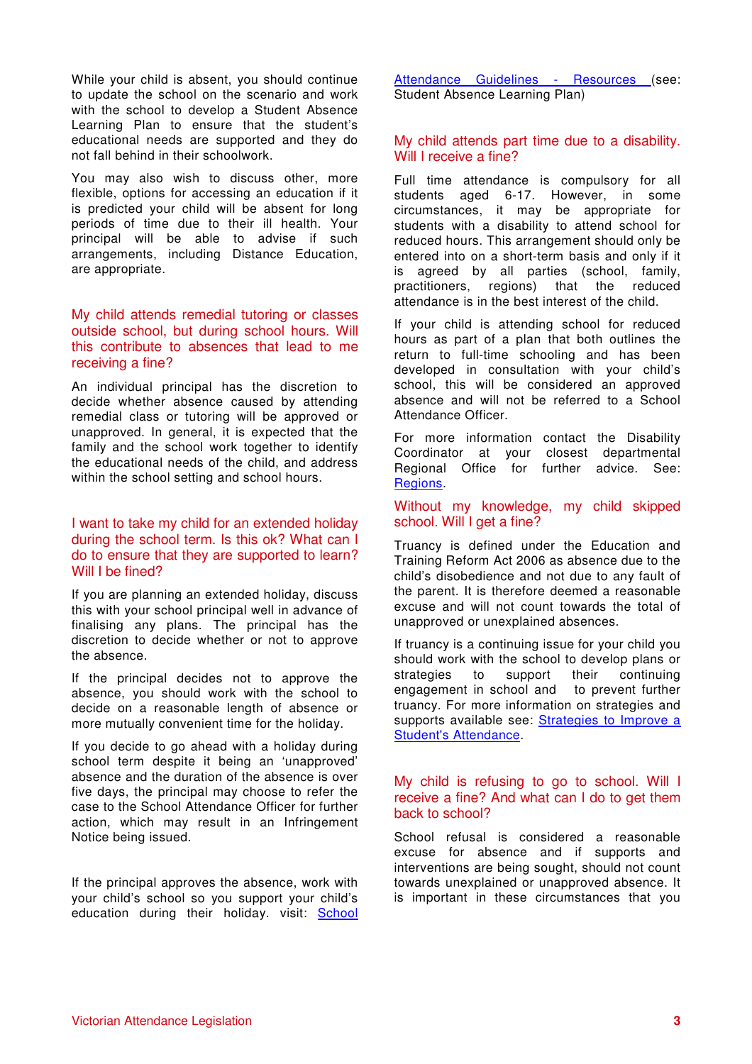While your child is absent, you should continue to update the school on the scenario and work with the school to develop a Student Absence Learning Plan to ensure that the student's educational needs are supported and they do not fall behind in their schoolwork.

You may also wish to discuss other, more flexible, options for accessing an education if it is predicted your child will be absent for long periods of time due to their ill health. Your principal will be able to advise if such arrangements, including Distance Education, are appropriate.

## My child attends remedial tutoring or classes outside school, but during school hours. Will this contribute to absences that lead to me receiving a fine?

An individual principal has the discretion to decide whether absence caused by attending remedial class or tutoring will be approved or unapproved. In general, it is expected that the family and the school work together to identify the educational needs of the child, and address within the school setting and school hours.

## I want to take my child for an extended holiday during the school term. Is this ok? What can I do to ensure that they are supported to learn? Will I be fined?

If you are planning an extended holiday, discuss this with your school principal well in advance of finalising any plans. The principal has the discretion to decide whether or not to approve the absence.

If the principal decides not to approve the absence, you should work with the school to decide on a reasonable length of absence or more mutually convenient time for the holiday.

If you decide to go ahead with a holiday during school term despite it being an 'unapproved' absence and the duration of the absence is over five days, the principal may choose to refer the case to the School Attendance Officer for further action, which may result in an Infringement Notice being issued.

If the principal approves the absence, work with your child's school so you support your child's education during their holiday. visit: [School Attendance Guidelines - Resources](#) (see: Student Absence Learning Plan)

## My child attends part time due to a disability. Will I receive a fine?

Full time attendance is compulsory for all students aged 6-17. However, in some circumstances, it may be appropriate for students with a disability to attend school for reduced hours. This arrangement should only be entered into on a short-term basis and only if it is agreed by all parties (school, family, practitioners, regions) that the reduced attendance is in the best interest of the child.

If your child is attending school for reduced hours as part of a plan that both outlines the return to full-time schooling and has been developed in consultation with your child's school, this will be considered an approved absence and will not be referred to a School Attendance Officer.

For more information contact the Disability Coordinator at your closest departmental Regional Office for further advice. See: [Regions](#).

## Without my knowledge, my child skipped school. Will I get a fine?

Truancy is defined under the Education and Training Reform Act 2006 as absence due to the child's disobedience and not due to any fault of the parent. It is therefore deemed a reasonable excuse and will not count towards the total of unapproved or unexplained absences.

If truancy is a continuing issue for your child you should work with the school to develop plans or strategies to support their continuing engagement in school and to prevent further truancy. For more information on strategies and supports available see: [Strategies to Improve a Student's Attendance](#).

## My child is refusing to go to school. Will I receive a fine? And what can I do to get them back to school?

School refusal is considered a reasonable excuse for absence and if supports and interventions are being sought, should not count towards unexplained or unapproved absence. It is important in these circumstances that you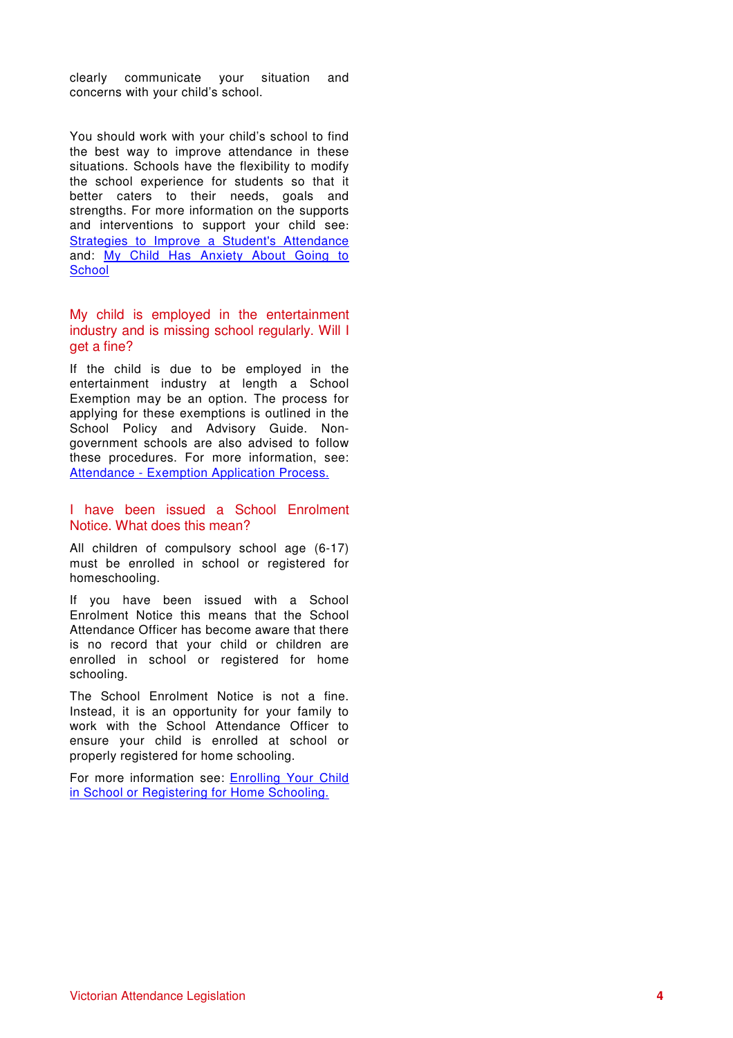clearly communicate your situation and concerns with your child's school.

You should work with your child's school to find the best way to improve attendance in these situations. Schools have the flexibility to modify the school experience for students so that it better caters to their needs, goals and strengths. For more information on the supports and interventions to support your child see: Strategies to Improve a Student's Attendance and: My Child Has Anxiety About Going to School

## My child is employed in the entertainment industry and is missing school regularly. Will I get a fine?

If the child is due to be employed in the entertainment industry at length a School Exemption may be an option. The process for applying for these exemptions is outlined in the School Policy and Advisory Guide. Non-government schools are also advised to follow these procedures. For more information, see: Attendance - Exemption Application Process.

## I have been issued a School Enrolment Notice. What does this mean?

All children of compulsory school age (6-17) must be enrolled in school or registered for homeschooling.

If you have been issued with a School Enrolment Notice this means that the School Attendance Officer has become aware that there is no record that your child or children are enrolled in school or registered for home schooling.

The School Enrolment Notice is not a fine. Instead, it is an opportunity for your family to work with the School Attendance Officer to ensure your child is enrolled at school or properly registered for home schooling.

For more information see: Enrolling Your Child in School or Registering for Home Schooling.